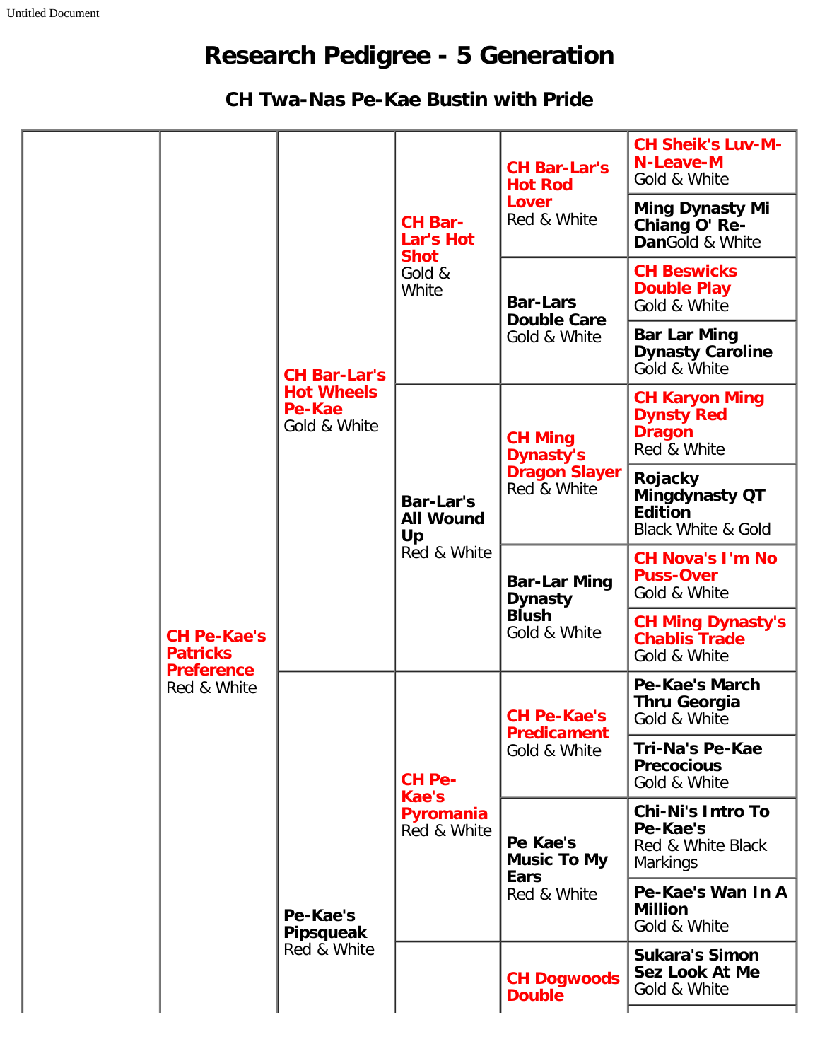# Research Pedigree - 5 Generation

### CH Twa-Nas Pe-Kae Bustin with Pride

| | | | | | |
|---|---|---|---|---|---|
| | **CH Pe-Kae's Patricks Preference** Red & White | **CH Bar-Lar's Hot Wheels Pe-Kae** Gold & White | **CH Bar-Lar's Hot Shot** Gold & White | **CH Bar-Lar's Hot Rod Lover** Red & White | **CH Sheik's Luv-M-N-Leave-M** Gold & White |
| | | | | | **Ming Dynasty Mi Chiang O' Re-Dan** Gold & White |
| | | | | **Bar-Lars Double Care** Gold & White | **CH Beswicks Double Play** Gold & White |
| | | | | | **Bar Lar Ming Dynasty Caroline** Gold & White |
| | | | **Bar-Lar's All Wound Up** Red & White | **CH Ming Dynasty's Dragon Slayer** Red & White | **CH Karyon Ming Dynsty Red Dragon** Red & White |
| | | | | | **Rojacky Mingdynasty QT Edition** Black White & Gold |
| | | | | **Bar-Lar Ming Dynasty Blush** Gold & White | **CH Nova's I'm No Puss-Over** Gold & White |
| | | | | | **CH Ming Dynasty's Chablis Trade** Gold & White |
| | | **Pe-Kae's Pipsqueak** Red & White | **CH Pe-Kae's Pyromania** Red & White | **CH Pe-Kae's Predicament** Gold & White | **Pe-Kae's March Thru Georgia** Gold & White |
| | | | | | **Tri-Na's Pe-Kae Precocious** Gold & White |
| | | | | **Pe Kae's Music To My Ears** Red & White | **Chi-Ni's Intro To Pe-Kae's** Red & White Black Markings |
| | | | | | **Pe-Kae's Wan In A Million** Gold & White |
| | | | | **CH Dogwoods Double** | **Sukara's Simon Sez Look At Me** Gold & White |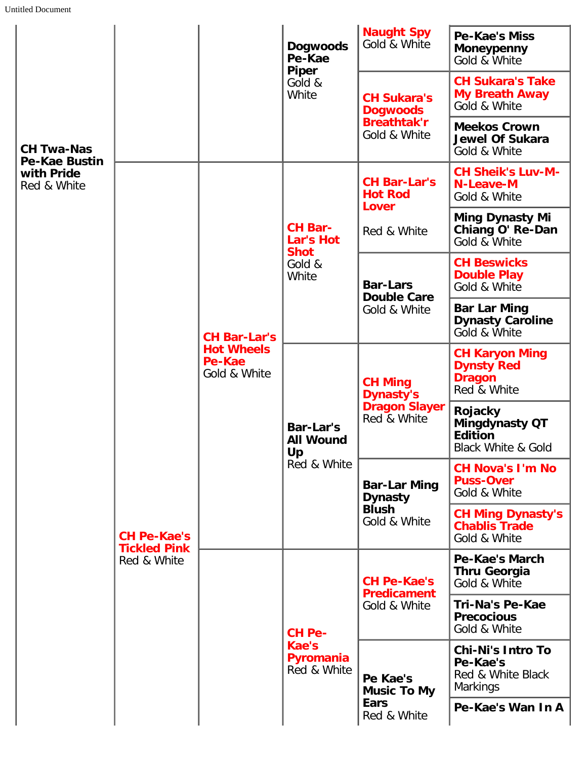| | | | | | |
|---|---|---|---|---|---|
| **CH Twa-Nas Pe-Kae Bustin with Pride** Red & White | | | **Dogwoods Pe-Kae Piper** Gold & White | **Naught Spy** Gold & White | **Pe-Kae's Miss Moneypenny** Gold & White |
| | | | | **CH Sukara's Dogwoods Breathtak'r** Gold & White | **CH Sukara's Take My Breath Away** Gold & White |
| | | | | | **Meekos Crown Jewel Of Sukara** Gold & White |
| | **CH Pe-Kae's Tickled Pink** Red & White | **CH Bar-Lar's Hot Wheels Pe-Kae** Gold & White | **CH Bar-Lar's Hot Shot** Gold & White | **CH Bar-Lar's Hot Rod Lover** Red & White | **CH Sheik's Luv-M-N-Leave-M** Gold & White |
| | | | | | **Ming Dynasty Mi Chiang O' Re-Dan** Gold & White |
| | | | | **Bar-Lars Double Care** Gold & White | **CH Beswicks Double Play** Gold & White |
| | | | | | **Bar Lar Ming Dynasty Caroline** Gold & White |
| | | | **Bar-Lar's All Wound Up** Red & White | **CH Ming Dynasty's Dragon Slayer** Red & White | **CH Karyon Ming Dynsty Red Dragon** Red & White |
| | | | | | **Rojacky Mingdynasty QT Edition** Black White & Gold |
| | | | | **Bar-Lar Ming Dynasty Blush** Gold & White | **CH Nova's I'm No Puss-Over** Gold & White |
| | | | | | **CH Ming Dynasty's Chablis Trade** Gold & White |
| | | | **CH Pe-Kae's Pyromania** Red & White | **CH Pe-Kae's Predicament** Gold & White | **Pe-Kae's March Thru Georgia** Gold & White |
| | | | | | **Tri-Na's Pe-Kae Precocious** Gold & White |
| | | | | **Pe Kae's Music To My Ears** Red & White | **Chi-Ni's Intro To Pe-Kae's** Red & White Black Markings |
| | | | | | **Pe-Kae's Wan In A** |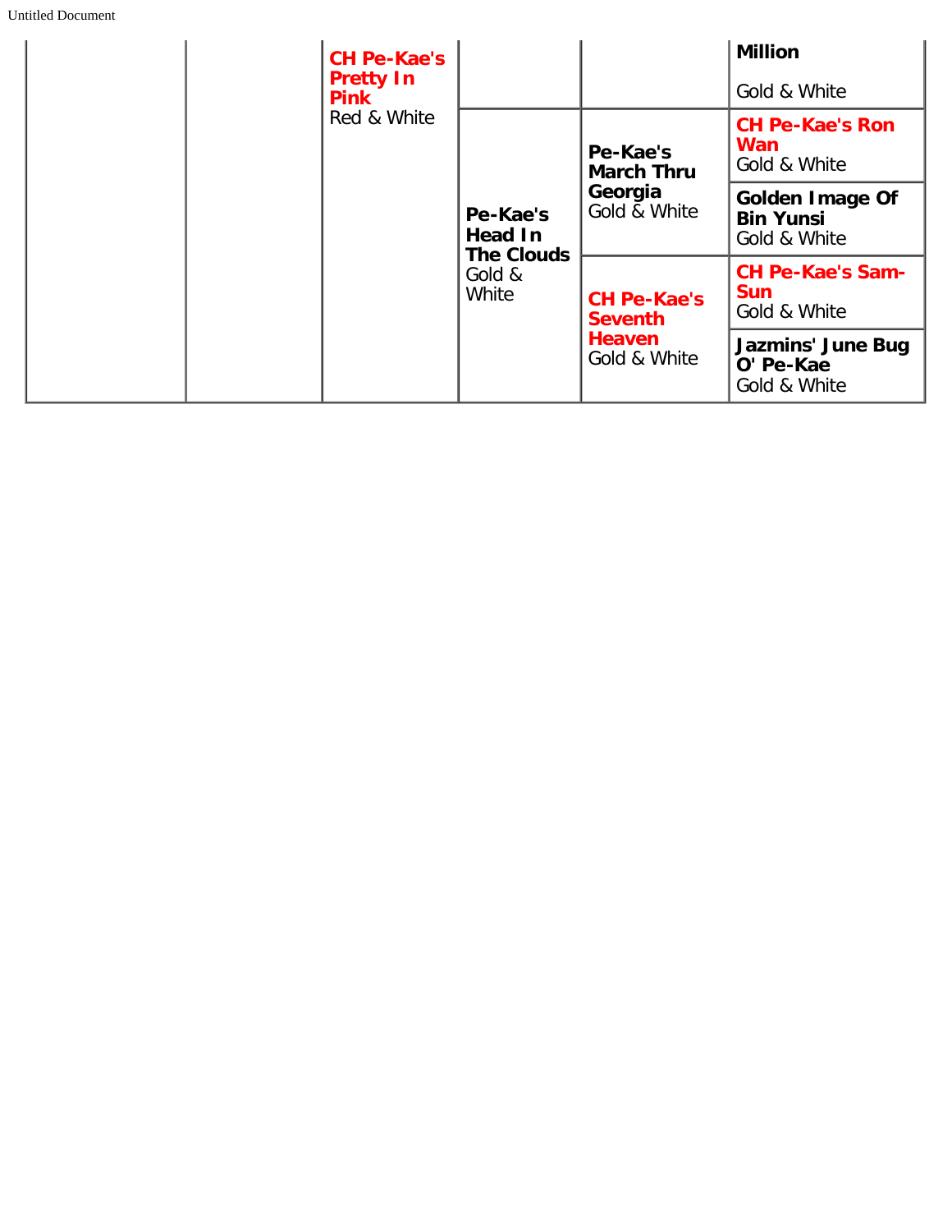| | | | | | |
|---|---|---|---|---|---|
| | | **CH Pe-Kae's Pretty In Pink** Red & White | | | **Million** Gold & White |
| | | | **Pe-Kae's Head In The Clouds** Gold & White | **Pe-Kae's March Thru Georgia** Gold & White | **CH Pe-Kae's Ron Wan** Gold & White |
| | | | | | **Golden Image Of Bin Yunsi** Gold & White |
| | | | | **CH Pe-Kae's Seventh Heaven** Gold & White | **CH Pe-Kae's Sam-Sun** Gold & White |
| | | | | | **Jazmins' June Bug O' Pe-Kae** Gold & White |